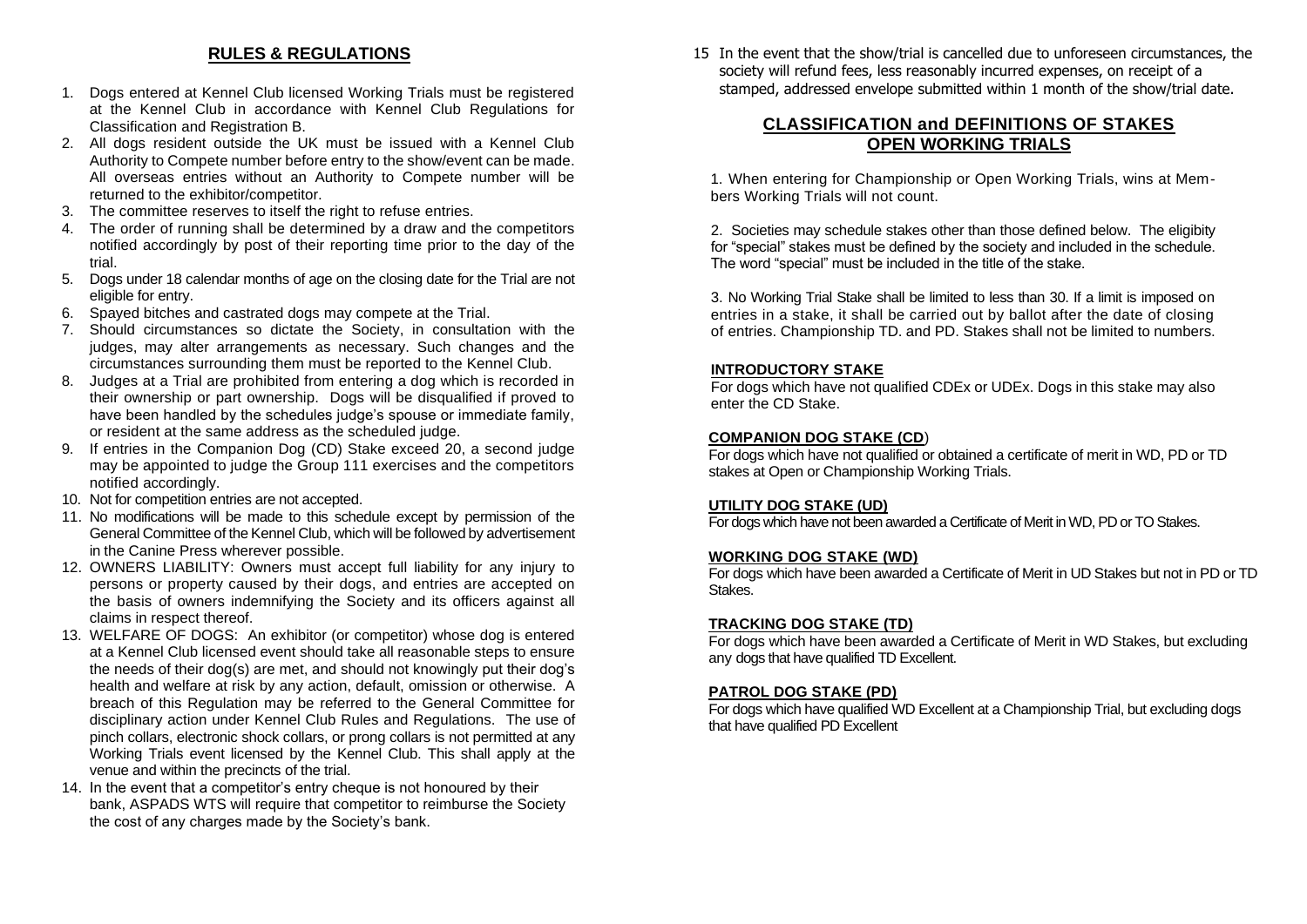## RULES & REGULATIONS

1. Dogs entered at Kennel Club licensed Working Trials must be registered at the Kennel Club in accordance with Kennel Club Regulations for Classification and Registration B.
2. All dogs resident outside the UK must be issued with a Kennel Club Authority to Compete number before entry to the show/event can be made. All overseas entries without an Authority to Compete number will be returned to the exhibitor/competitor.
3. The committee reserves to itself the right to refuse entries.
4. The order of running shall be determined by a draw and the competitors notified accordingly by post of their reporting time prior to the day of the trial.
5. Dogs under 18 calendar months of age on the closing date for the Trial are not eligible for entry.
6. Spayed bitches and castrated dogs may compete at the Trial.
7. Should circumstances so dictate the Society, in consultation with the judges, may alter arrangements as necessary. Such changes and the circumstances surrounding them must be reported to the Kennel Club.
8. Judges at a Trial are prohibited from entering a dog which is recorded in their ownership or part ownership. Dogs will be disqualified if proved to have been handled by the schedules judge's spouse or immediate family, or resident at the same address as the scheduled judge.
9. If entries in the Companion Dog (CD) Stake exceed 20, a second judge may be appointed to judge the Group 111 exercises and the competitors notified accordingly.
10. Not for competition entries are not accepted.
11. No modifications will be made to this schedule except by permission of the General Committee of the Kennel Club, which will be followed by advertisement in the Canine Press wherever possible.
12. OWNERS LIABILITY: Owners must accept full liability for any injury to persons or property caused by their dogs, and entries are accepted on the basis of owners indemnifying the Society and its officers against all claims in respect thereof.
13. WELFARE OF DOGS: An exhibitor (or competitor) whose dog is entered at a Kennel Club licensed event should take all reasonable steps to ensure the needs of their dog(s) are met, and should not knowingly put their dog's health and welfare at risk by any action, default, omission or otherwise. A breach of this Regulation may be referred to the General Committee for disciplinary action under Kennel Club Rules and Regulations. The use of pinch collars, electronic shock collars, or prong collars is not permitted at any Working Trials event licensed by the Kennel Club. This shall apply at the venue and within the precincts of the trial.
14. In the event that a competitor's entry cheque is not honoured by their bank, ASPADS WTS will require that competitor to reimburse the Society the cost of any charges made by the Society's bank.
15. In the event that the show/trial is cancelled due to unforeseen circumstances, the society will refund fees, less reasonably incurred expenses, on receipt of a stamped, addressed envelope submitted within 1 month of the show/trial date.

## CLASSIFICATION and DEFINITIONS OF STAKES
## OPEN WORKING TRIALS

1. When entering for Championship or Open Working Trials, wins at Members Working Trials will not count.

2. Societies may schedule stakes other than those defined below. The eligibity for "special" stakes must be defined by the society and included in the schedule. The word "special" must be included in the title of the stake.

3. No Working Trial Stake shall be limited to less than 30. If a limit is imposed on entries in a stake, it shall be carried out by ballot after the date of closing of entries. Championship TD. and PD. Stakes shall not be limited to numbers.

### INTRODUCTORY STAKE

For dogs which have not qualified CDEx or UDEx. Dogs in this stake may also enter the CD Stake.

### COMPANION DOG STAKE (CD)

For dogs which have not qualified or obtained a certificate of merit in WD, PD or TD stakes at Open or Championship Working Trials.

### UTILITY DOG STAKE (UD)

For dogs which have not been awarded a Certificate of Merit in WD, PD or TO Stakes.

### WORKING DOG STAKE (WD)

For dogs which have been awarded a Certificate of Merit in UD Stakes but not in PD or TD Stakes.

### TRACKING DOG STAKE (TD)

For dogs which have been awarded a Certificate of Merit in WD Stakes, but excluding any dogs that have qualified TD Excellent.

### PATROL DOG STAKE (PD)

For dogs which have qualified WD Excellent at a Championship Trial, but excluding dogs that have qualified PD Excellent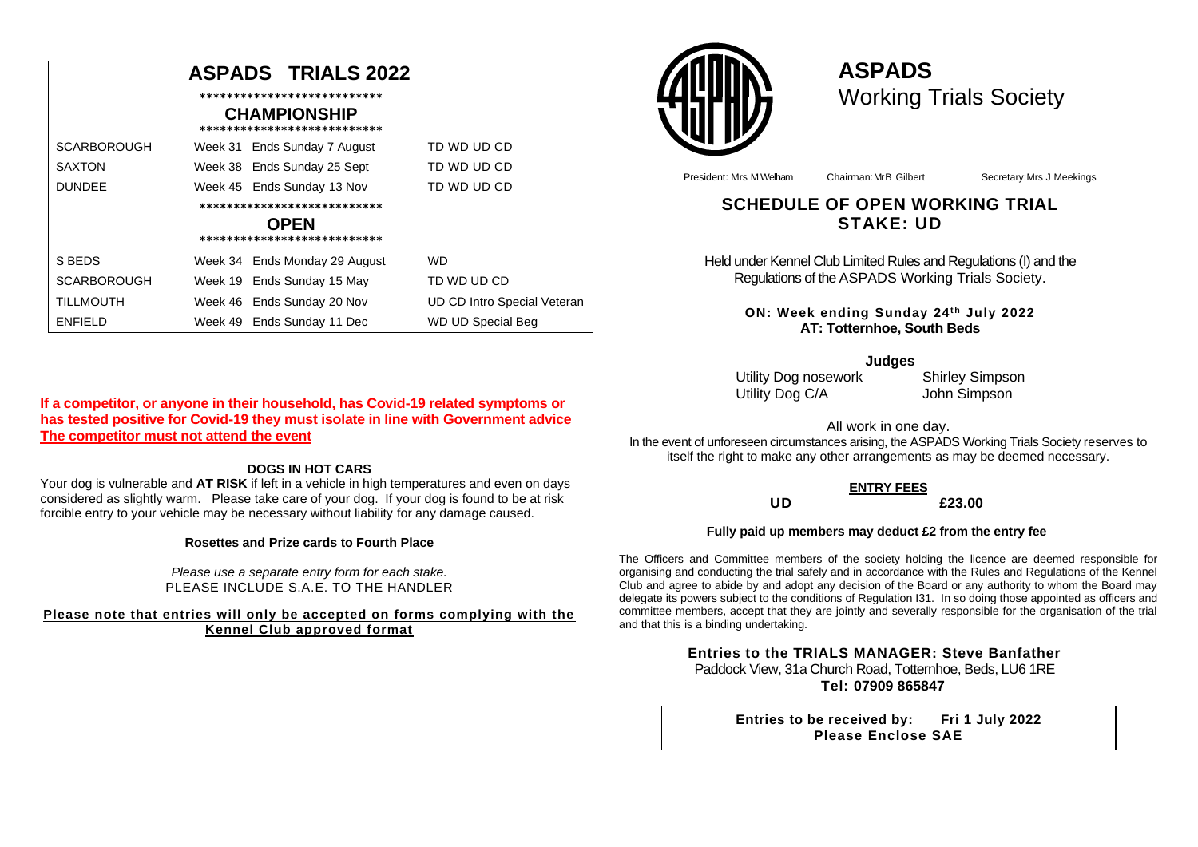# ASPADS TRIALS 2022

***************************

## CHAMPIONSHIP

***************************

| | | |
|---|---|---|
| SCARBOROUGH | Week 31 Ends Sunday 7 August | TD WD UD CD |
| SAXTON | Week 38 Ends Sunday 25 Sept | TD WD UD CD |
| DUNDEE | Week 45 Ends Sunday 13 Nov | TD WD UD CD |

***************************

## OPEN

***************************

| | | |
|---|---|---|
| S BEDS | Week 34 Ends Monday 29 August | WD |
| SCARBOROUGH | Week 19 Ends Sunday 15 May | TD WD UD CD |
| TILLMOUTH | Week 46 Ends Sunday 20 Nov | UD CD Intro Special Veteran |
| ENFIELD | Week 49 Ends Sunday 11 Dec | WD UD Special Beg |

**If a competitor, or anyone in their household, has Covid-19 related symptoms or has tested positive for Covid-19 they must isolate in line with Government advice**
**The competitor must not attend the event**

**DOGS IN HOT CARS**

Your dog is vulnerable and **AT RISK** if left in a vehicle in high temperatures and even on days considered as slightly warm. Please take care of your dog. If your dog is found to be at risk forcible entry to your vehicle may be necessary without liability for any damage caused.

**Rosettes and Prize cards to Fourth Place**

*Please use a separate entry form for each stake.*
PLEASE INCLUDE S.A.E. TO THE HANDLER

**Please note that entries will only be accepted on forms complying with the Kennel Club approved format**

# ASPADS
Working Trials Society

President: Mrs M Welham Chairman: Mr B Gilbert Secretary: Mrs J Meekings

## SCHEDULE OF OPEN WORKING TRIAL STAKE: UD

Held under Kennel Club Limited Rules and Regulations (I) and the Regulations of the ASPADS Working Trials Society.

**ON: Week ending Sunday 24th July 2022**
**AT: Totternhoe, South Beds**

**Judges**

| | |
|---|---|
| Utility Dog nosework | Shirley Simpson |
| Utility Dog C/A | John Simpson |

All work in one day.
In the event of unforeseen circumstances arising, the ASPADS Working Trials Society reserves to itself the right to make any other arrangements as may be deemed necessary.

**ENTRY FEES**

**UD** **£23.00**

**Fully paid up members may deduct £2 from the entry fee**

The Officers and Committee members of the society holding the licence are deemed responsible for organising and conducting the trial safely and in accordance with the Rules and Regulations of the Kennel Club and agree to abide by and adopt any decision of the Board or any authority to whom the Board may delegate its powers subject to the conditions of Regulation I31. In so doing those appointed as officers and committee members, accept that they are jointly and severally responsible for the organisation of the trial and that this is a binding undertaking.

**Entries to the TRIALS MANAGER: Steve Banfather**
Paddock View, 31a Church Road, Totternhoe, Beds, LU6 1RE
**Tel: 07909 865847**

**Entries to be received by: Fri 1 July 2022**
**Please Enclose SAE**